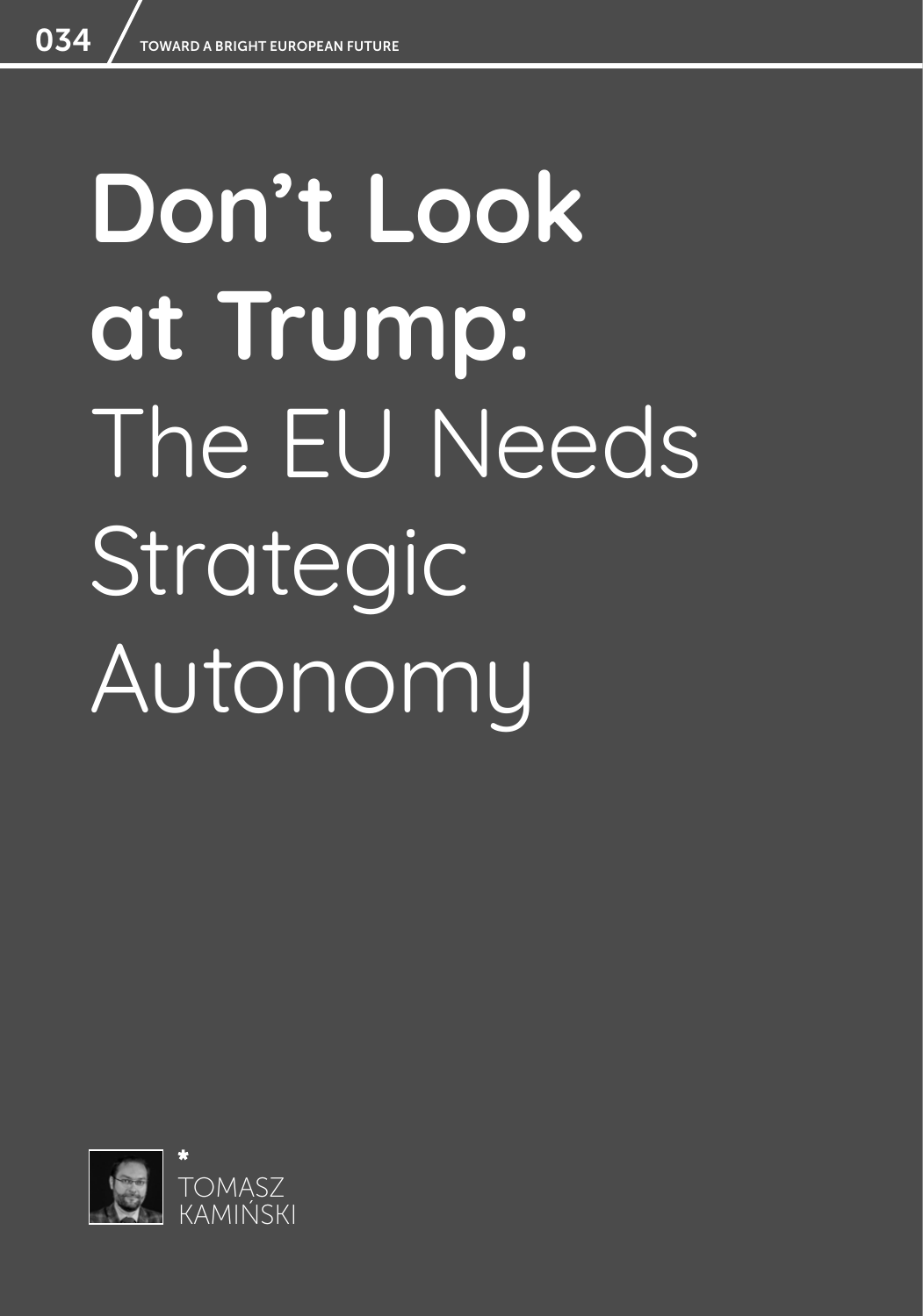# **Don't Look at Trump:** The EU Needs Strategic Autonomy

*
TOMASZ
KAMIŃSKI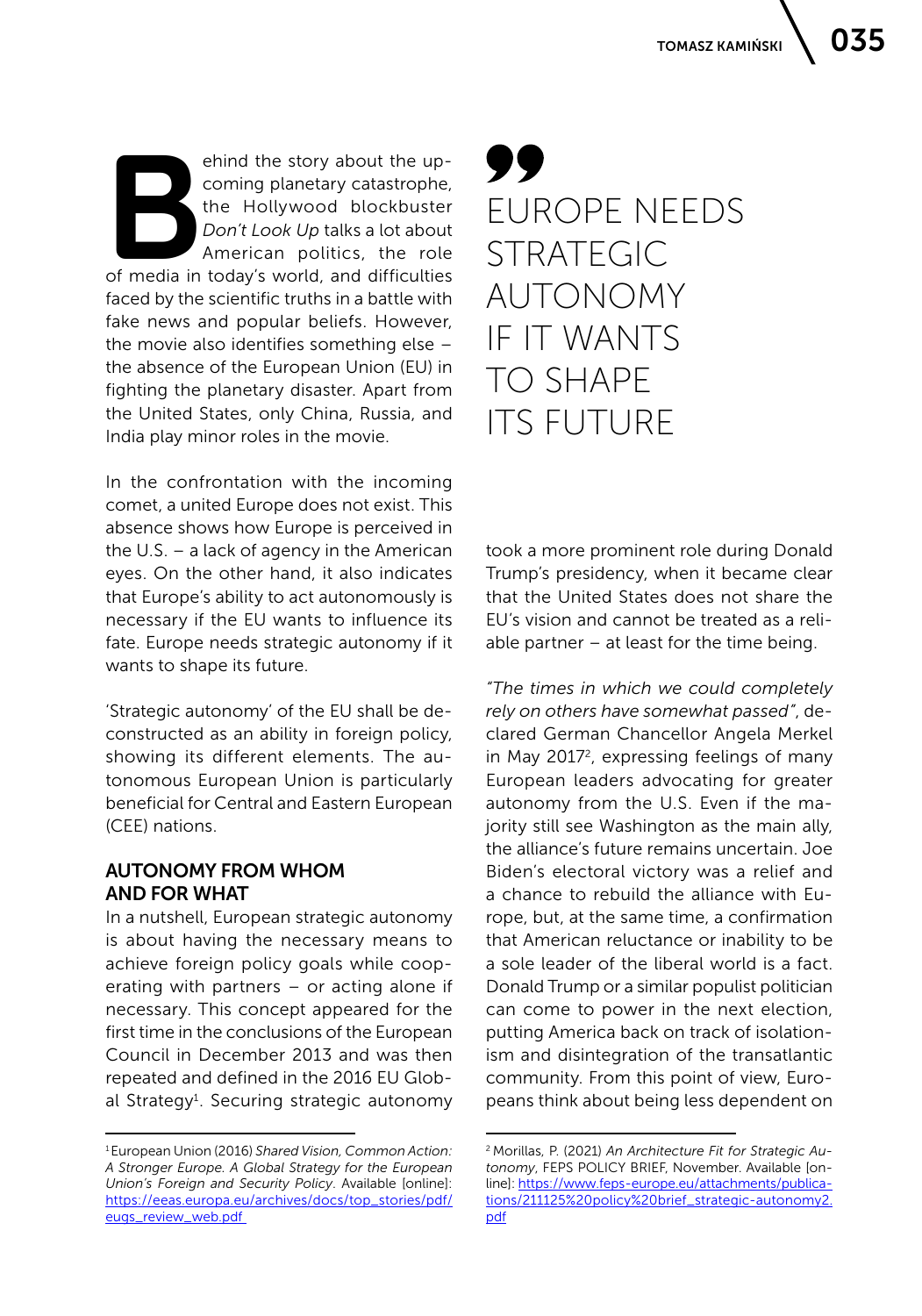Behind the story about the upcoming planetary catastrophe, the Hollywood blockbuster *Don't Look Up* talks a lot about American politics, the role of media in today's world, and difficulties faced by the scientific truths in a battle with fake news and popular beliefs. However, the movie also identifies something else – the absence of the European Union (EU) in fighting the planetary disaster. Apart from the United States, only China, Russia, and India play minor roles in the movie.

In the confrontation with the incoming comet, a united Europe does not exist. This absence shows how Europe is perceived in the U.S. – a lack of agency in the American eyes. On the other hand, it also indicates that Europe's ability to act autonomously is necessary if the EU wants to influence its fate. Europe needs strategic autonomy if it wants to shape its future.

> EUROPE NEEDS STRATEGIC AUTONOMY IF IT WANTS TO SHAPE ITS FUTURE

'Strategic autonomy' of the EU shall be deconstructed as an ability in foreign policy, showing its different elements. The autonomous European Union is particularly beneficial for Central and Eastern European (CEE) nations.

## AUTONOMY FROM WHOM AND FOR WHAT

In a nutshell, European strategic autonomy is about having the necessary means to achieve foreign policy goals while cooperating with partners – or acting alone if necessary. This concept appeared for the first time in the conclusions of the European Council in December 2013 and was then repeated and defined in the 2016 EU Global Strategy[1]. Securing strategic autonomy took a more prominent role during Donald Trump's presidency, when it became clear that the United States does not share the EU's vision and cannot be treated as a reliable partner – at least for the time being.

*"The times in which we could completely rely on others have somewhat passed"*, declared German Chancellor Angela Merkel in May 2017[2], expressing feelings of many European leaders advocating for greater autonomy from the U.S. Even if the majority still see Washington as the main ally, the alliance's future remains uncertain. Joe Biden's electoral victory was a relief and a chance to rebuild the alliance with Europe, but, at the same time, a confirmation that American reluctance or inability to be a sole leader of the liberal world is a fact. Donald Trump or a similar populist politician can come to power in the next election, putting America back on track of isolationism and disintegration of the transatlantic community. From this point of view, Europeans think about being less dependent on

---

[1] European Union (2016) *Shared Vision, Common Action: A Stronger Europe. A Global Strategy for the European Union's Foreign and Security Policy*. Available [online]: https://eeas.europa.eu/archives/docs/top_stories/pdf/eugs_review_web.pdf

[2] Morillas, P. (2021) *An Architecture Fit for Strategic Autonomy*, FEPS POLICY BRIEF, November. Available [online]: https://www.feps-europe.eu/attachments/publications/211125%20policy%20brief_strategic-autonomy2.pdf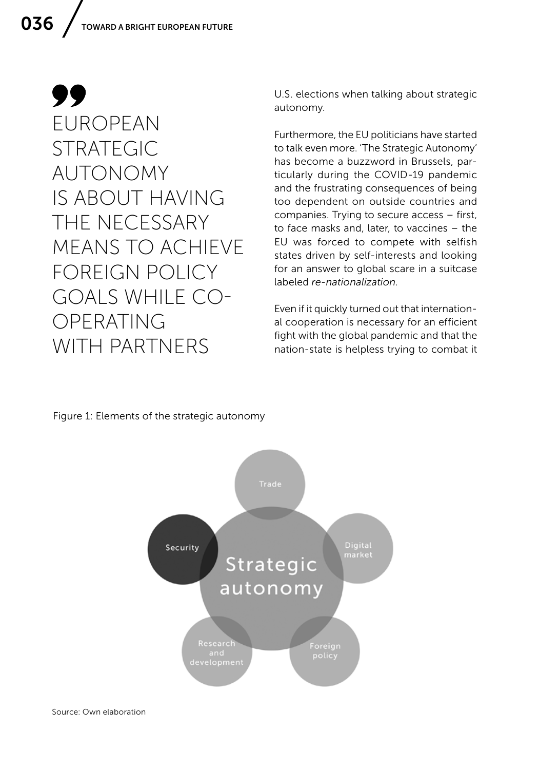> EUROPEAN STRATEGIC AUTONOMY IS ABOUT HAVING THE NECESSARY MEANS TO ACHIEVE FOREIGN POLICY GOALS WHILE CO-OPERATING WITH PARTNERS

U.S. elections when talking about strategic autonomy.

Furthermore, the EU politicians have started to talk even more. 'The Strategic Autonomy' has become a buzzword in Brussels, particularly during the COVID-19 pandemic and the frustrating consequences of being too dependent on outside countries and companies. Trying to secure access – first, to face masks and, later, to vaccines – the EU was forced to compete with selfish states driven by self-interests and looking for an answer to global scare in a suitcase labeled *re-nationalization*.

Even if it quickly turned out that international cooperation is necessary for an efficient fight with the global pandemic and that the nation-state is helpless trying to combat it

Figure 1: Elements of the strategic autonomy

Strategic autonomy: Trade, Digital market, Foreign policy, Research and development, Security

Source: Own elaboration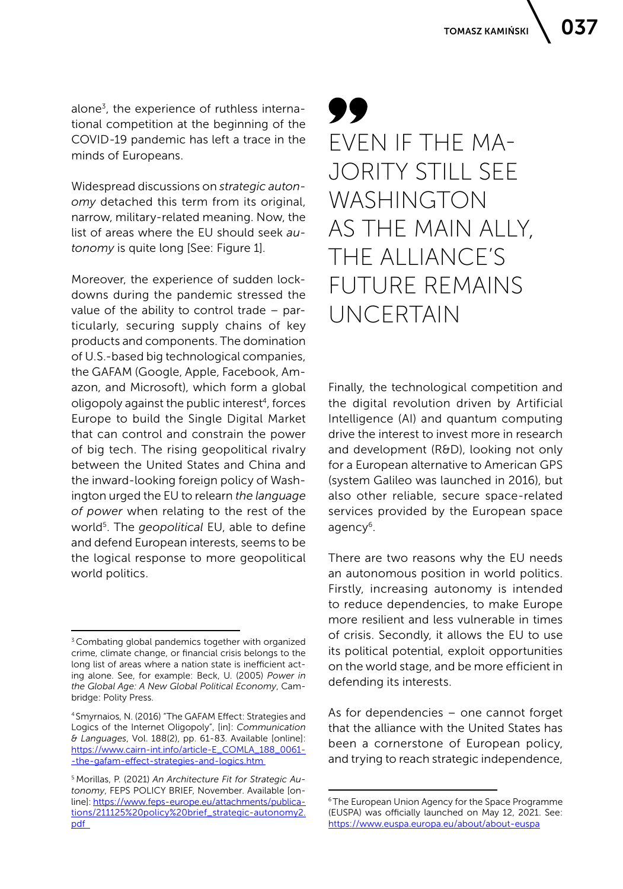alone[3], the experience of ruthless international competition at the beginning of the COVID-19 pandemic has left a trace in the minds of Europeans.

Widespread discussions on *strategic autonomy* detached this term from its original, narrow, military-related meaning. Now, the list of areas where the EU should seek *autonomy* is quite long [See: Figure 1].

Moreover, the experience of sudden lockdowns during the pandemic stressed the value of the ability to control trade – particularly, securing supply chains of key products and components. The domination of U.S.-based big technological companies, the GAFAM (Google, Apple, Facebook, Amazon, and Microsoft), which form a global oligopoly against the public interest[4], forces Europe to build the Single Digital Market that can control and constrain the power of big tech. The rising geopolitical rivalry between the United States and China and the inward-looking foreign policy of Washington urged the EU to relearn *the language of power* when relating to the rest of the world[5]. The *geopolitical* EU, able to define and defend European interests, seems to be the logical response to more geopolitical world politics.

> EVEN IF THE MAJORITY STILL SEE WASHINGTON AS THE MAIN ALLY, THE ALLIANCE'S FUTURE REMAINS UNCERTAIN

Finally, the technological competition and the digital revolution driven by Artificial Intelligence (AI) and quantum computing drive the interest to invest more in research and development (R&D), looking not only for a European alternative to American GPS (system Galileo was launched in 2016), but also other reliable, secure space-related services provided by the European space agency[6].

There are two reasons why the EU needs an autonomous position in world politics. Firstly, increasing autonomy is intended to reduce dependencies, to make Europe more resilient and less vulnerable in times of crisis. Secondly, it allows the EU to use its political potential, exploit opportunities on the world stage, and be more efficient in defending its interests.

As for dependencies – one cannot forget that the alliance with the United States has been a cornerstone of European policy, and trying to reach strategic independence,

---

[3] Combating global pandemics together with organized crime, climate change, or financial crisis belongs to the long list of areas where a nation state is inefficient acting alone. See, for example: Beck, U. (2005) *Power in the Global Age: A New Global Political Economy*, Cambridge: Polity Press.

[4] Smyrnaios, N. (2016) "The GAFAM Effect: Strategies and Logics of the Internet Oligopoly", [in]: *Communication & Languages*, Vol. 188(2), pp. 61-83. Available [online]: https://www.cairn-int.info/article-E_COMLA_188_0061--the-gafam-effect-strategies-and-logics.htm

[5] Morillas, P. (2021) *An Architecture Fit for Strategic Autonomy*, FEPS POLICY BRIEF, November. Available [online]: https://www.feps-europe.eu/attachments/publications/211125%20policy%20brief_strategic-autonomy2.pdf

[6] The European Union Agency for the Space Programme (EUSPA) was officially launched on May 12, 2021. See: https://www.euspa.europa.eu/about/about-euspa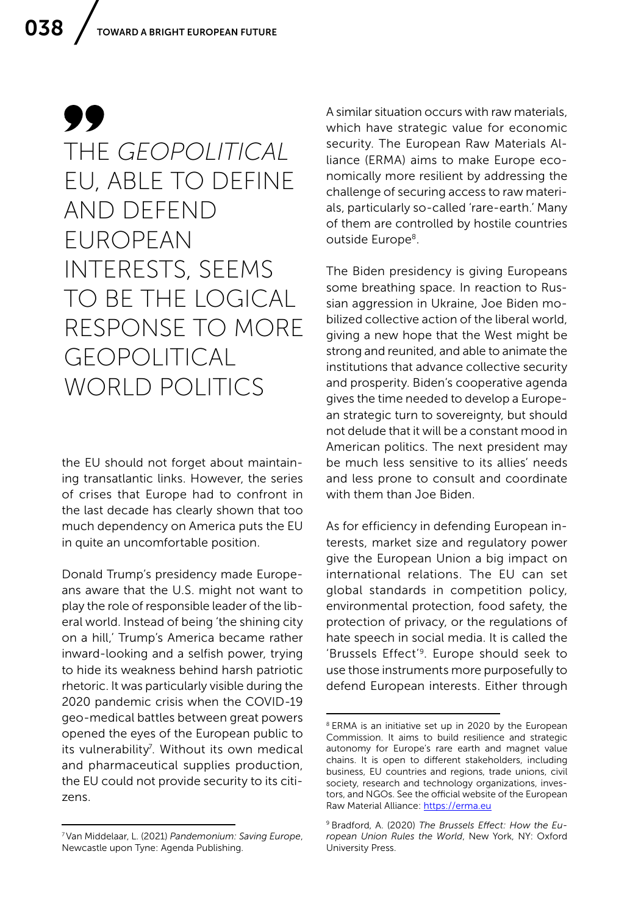> THE *GEOPOLITICAL* EU, ABLE TO DEFINE AND DEFEND EUROPEAN INTERESTS, SEEMS TO BE THE LOGICAL RESPONSE TO MORE GEOPOLITICAL WORLD POLITICS

the EU should not forget about maintaining transatlantic links. However, the series of crises that Europe had to confront in the last decade has clearly shown that too much dependency on America puts the EU in quite an uncomfortable position.

Donald Trump's presidency made Europeans aware that the U.S. might not want to play the role of responsible leader of the liberal world. Instead of being 'the shining city on a hill,' Trump's America became rather inward-looking and a selfish power, trying to hide its weakness behind harsh patriotic rhetoric. It was particularly visible during the 2020 pandemic crisis when the COVID-19 geo-medical battles between great powers opened the eyes of the European public to its vulnerability[7]. Without its own medical and pharmaceutical supplies production, the EU could not provide security to its citizens.

A similar situation occurs with raw materials, which have strategic value for economic security. The European Raw Materials Alliance (ERMA) aims to make Europe economically more resilient by addressing the challenge of securing access to raw materials, particularly so-called 'rare-earth.' Many of them are controlled by hostile countries outside Europe[8].

The Biden presidency is giving Europeans some breathing space. In reaction to Russian aggression in Ukraine, Joe Biden mobilized collective action of the liberal world, giving a new hope that the West might be strong and reunited, and able to animate the institutions that advance collective security and prosperity. Biden's cooperative agenda gives the time needed to develop a European strategic turn to sovereignty, but should not delude that it will be a constant mood in American politics. The next president may be much less sensitive to its allies' needs and less prone to consult and coordinate with them than Joe Biden.

As for efficiency in defending European interests, market size and regulatory power give the European Union a big impact on international relations. The EU can set global standards in competition policy, environmental protection, food safety, the protection of privacy, or the regulations of hate speech in social media. It is called the 'Brussels Effect'[9]. Europe should seek to use those instruments more purposefully to defend European interests. Either through

---

[7] Van Middelaar, L. (2021) *Pandemonium: Saving Europe*, Newcastle upon Tyne: Agenda Publishing.

[8] ERMA is an initiative set up in 2020 by the European Commission. It aims to build resilience and strategic autonomy for Europe's rare earth and magnet value chains. It is open to different stakeholders, including business, EU countries and regions, trade unions, civil society, research and technology organizations, investors, and NGOs. See the official website of the European Raw Material Alliance: https://erma.eu

[9] Bradford, A. (2020) *The Brussels Effect: How the European Union Rules the World*, New York, NY: Oxford University Press.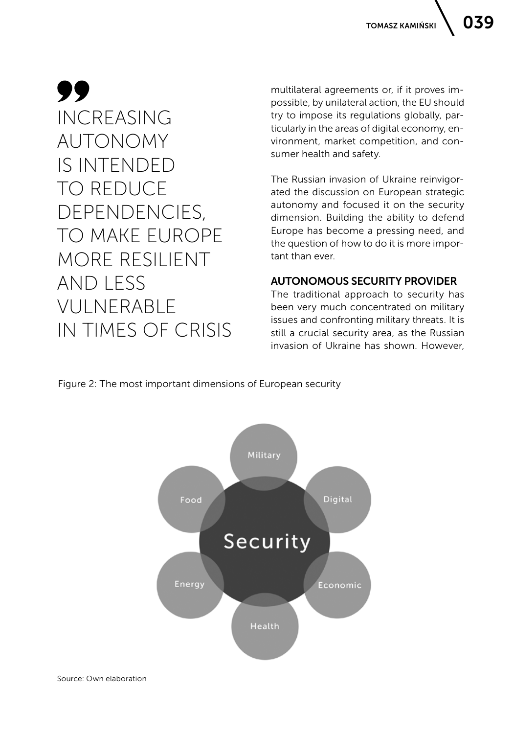> INCREASING AUTONOMY IS INTENDED TO REDUCE DEPENDENCIES, TO MAKE EUROPE MORE RESILIENT AND LESS VULNERABLE IN TIMES OF CRISIS

multilateral agreements or, if it proves impossible, by unilateral action, the EU should try to impose its regulations globally, particularly in the areas of digital economy, environment, market competition, and consumer health and safety.

The Russian invasion of Ukraine reinvigorated the discussion on European strategic autonomy and focused it on the security dimension. Building the ability to defend Europe has become a pressing need, and the question of how to do it is more important than ever.

## AUTONOMOUS SECURITY PROVIDER

The traditional approach to security has been very much concentrated on military issues and confronting military threats. It is still a crucial security area, as the Russian invasion of Ukraine has shown. However,

Figure 2: The most important dimensions of European security

Security: Military, Digital, Economic, Health, Energy, Food

Source: Own elaboration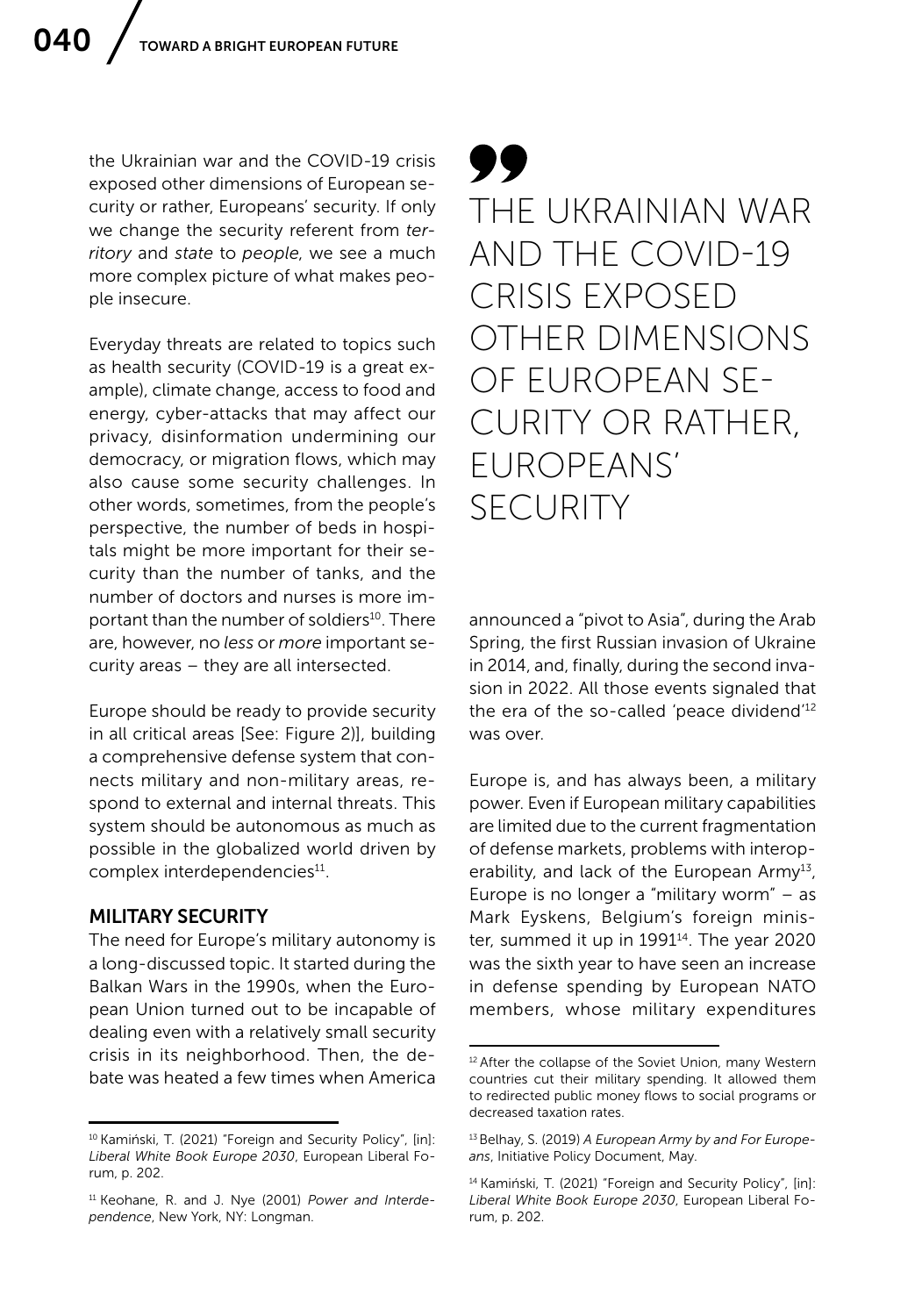the Ukrainian war and the COVID-19 crisis exposed other dimensions of European security or rather, Europeans' security. If only we change the security referent from *territory* and *state* to *people*, we see a much more complex picture of what makes people insecure.

> THE UKRAINIAN WAR AND THE COVID-19 CRISIS EXPOSED OTHER DIMENSIONS OF EUROPEAN SECURITY OR RATHER, EUROPEANS' SECURITY

Everyday threats are related to topics such as health security (COVID-19 is a great example), climate change, access to food and energy, cyber-attacks that may affect our privacy, disinformation undermining our democracy, or migration flows, which may also cause some security challenges. In other words, sometimes, from the people's perspective, the number of beds in hospitals might be more important for their security than the number of tanks, and the number of doctors and nurses is more important than the number of soldiers[10]. There are, however, no *less* or *more* important security areas – they are all intersected.

Europe should be ready to provide security in all critical areas [See: Figure 2)], building a comprehensive defense system that connects military and non-military areas, respond to external and internal threats. This system should be autonomous as much as possible in the globalized world driven by complex interdependencies[11].

## MILITARY SECURITY

The need for Europe's military autonomy is a long-discussed topic. It started during the Balkan Wars in the 1990s, when the European Union turned out to be incapable of dealing even with a relatively small security crisis in its neighborhood. Then, the debate was heated a few times when America announced a "pivot to Asia", during the Arab Spring, the first Russian invasion of Ukraine in 2014, and, finally, during the second invasion in 2022. All those events signaled that the era of the so-called 'peace dividend'[12] was over.

Europe is, and has always been, a military power. Even if European military capabilities are limited due to the current fragmentation of defense markets, problems with interoperability, and lack of the European Army[13], Europe is no longer a "military worm" – as Mark Eyskens, Belgium's foreign minister, summed it up in 1991[14]. The year 2020 was the sixth year to have seen an increase in defense spending by European NATO members, whose military expenditures

---

[10] Kamiński, T. (2021) "Foreign and Security Policy", [in]: *Liberal White Book Europe 2030*, European Liberal Forum, p. 202.

[11] Keohane, R. and J. Nye (2001) *Power and Interdependence*, New York, NY: Longman.

[12] After the collapse of the Soviet Union, many Western countries cut their military spending. It allowed them to redirected public money flows to social programs or decreased taxation rates.

[13] Belhay, S. (2019) *A European Army by and For Europeans*, Initiative Policy Document, May.

[14] Kamiński, T. (2021) "Foreign and Security Policy", [in]: *Liberal White Book Europe 2030*, European Liberal Forum, p. 202.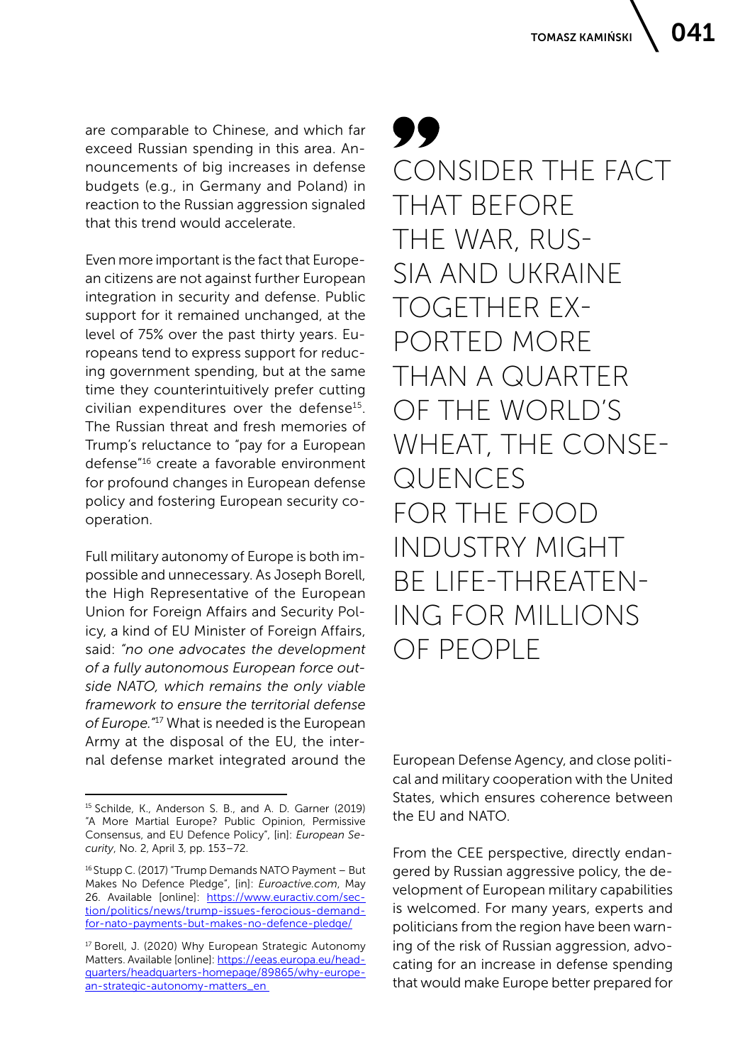are comparable to Chinese, and which far exceed Russian spending in this area. Announcements of big increases in defense budgets (e.g., in Germany and Poland) in reaction to the Russian aggression signaled that this trend would accelerate.

Even more important is the fact that European citizens are not against further European integration in security and defense. Public support for it remained unchanged, at the level of 75% over the past thirty years. Europeans tend to express support for reducing government spending, but at the same time they counterintuitively prefer cutting civilian expenditures over the defense[15]. The Russian threat and fresh memories of Trump's reluctance to "pay for a European defense"[16] create a favorable environment for profound changes in European defense policy and fostering European security cooperation.

Full military autonomy of Europe is both impossible and unnecessary. As Joseph Borell, the High Representative of the European Union for Foreign Affairs and Security Policy, a kind of EU Minister of Foreign Affairs, said: *"no one advocates the development of a fully autonomous European force outside NATO, which remains the only viable framework to ensure the territorial defense of Europe."*[17] What is needed is the European Army at the disposal of the EU, the internal defense market integrated around the European Defense Agency, and close political and military cooperation with the United States, which ensures coherence between the EU and NATO.

> CONSIDER THE FACT THAT BEFORE THE WAR, RUSSIA AND UKRAINE TOGETHER EXPORTED MORE THAN A QUARTER OF THE WORLD'S WHEAT, THE CONSEQUENCES FOR THE FOOD INDUSTRY MIGHT BE LIFE-THREATENING FOR MILLIONS OF PEOPLE

From the CEE perspective, directly endangered by Russian aggressive policy, the development of European military capabilities is welcomed. For many years, experts and politicians from the region have been warning of the risk of Russian aggression, advocating for an increase in defense spending that would make Europe better prepared for

---

[15] Schilde, K., Anderson S. B., and A. D. Garner (2019) "A More Martial Europe? Public Opinion, Permissive Consensus, and EU Defence Policy", [in]: *European Security*, No. 2, April 3, pp. 153–72.

[16] Stupp C. (2017) "Trump Demands NATO Payment – But Makes No Defence Pledge", [in]: *Euroactive.com*, May 26. Available [online]: https://www.euractiv.com/section/politics/news/trump-issues-ferocious-demand-for-nato-payments-but-makes-no-defence-pledge/

[17] Borell, J. (2020) Why European Strategic Autonomy Matters. Available [online]: https://eeas.europa.eu/headquarters/headquarters-homepage/89865/why-european-strategic-autonomy-matters_en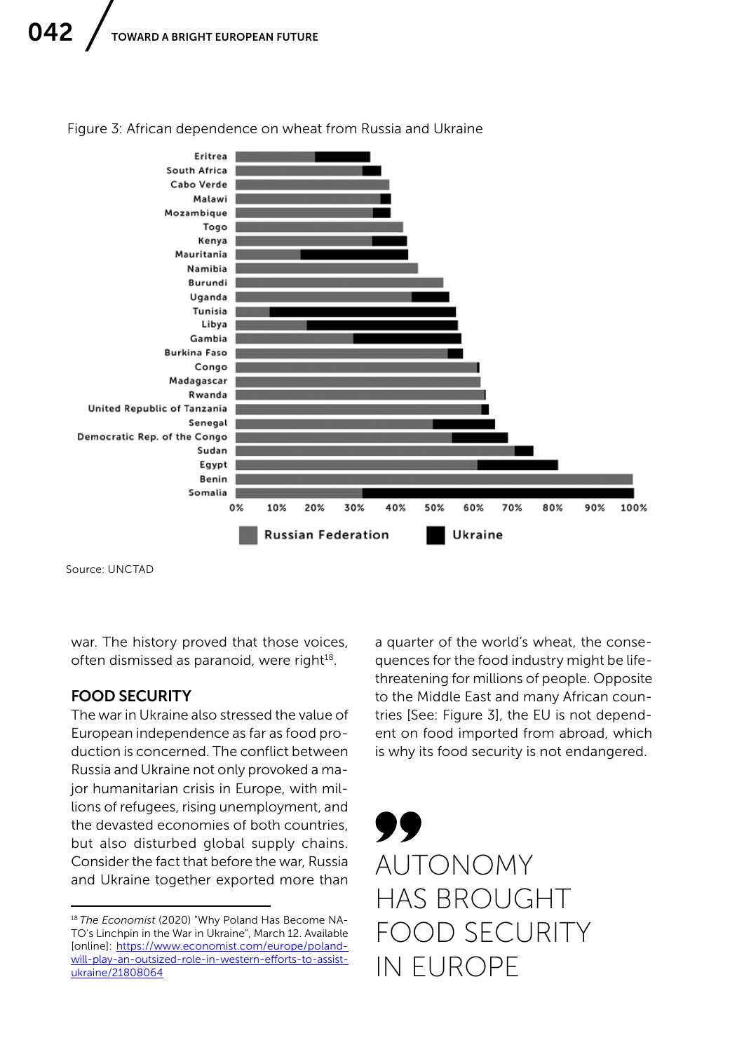Figure 3: African dependence on wheat from Russia and Ukraine

Source: UNCTAD

war. The history proved that those voices, often dismissed as paranoid, were right[18].

## FOOD SECURITY

The war in Ukraine also stressed the value of European independence as far as food production is concerned. The conflict between Russia and Ukraine not only provoked a major humanitarian crisis in Europe, with millions of refugees, rising unemployment, and the devasted economies of both countries, but also disturbed global supply chains. Consider the fact that before the war, Russia and Ukraine together exported more than a quarter of the world's wheat, the consequences for the food industry might be life-threatening for millions of people. Opposite to the Middle East and many African countries [See: Figure 3], the EU is not dependent on food imported from abroad, which is why its food security is not endangered.

> AUTONOMY HAS BROUGHT FOOD SECURITY IN EUROPE

[18] *The Economist* (2020) "Why Poland Has Become NATO's Linchpin in the War in Ukraine", March 12. Available [online]: https://www.economist.com/europe/poland-will-play-an-outsized-role-in-western-efforts-to-assist-ukraine/21808064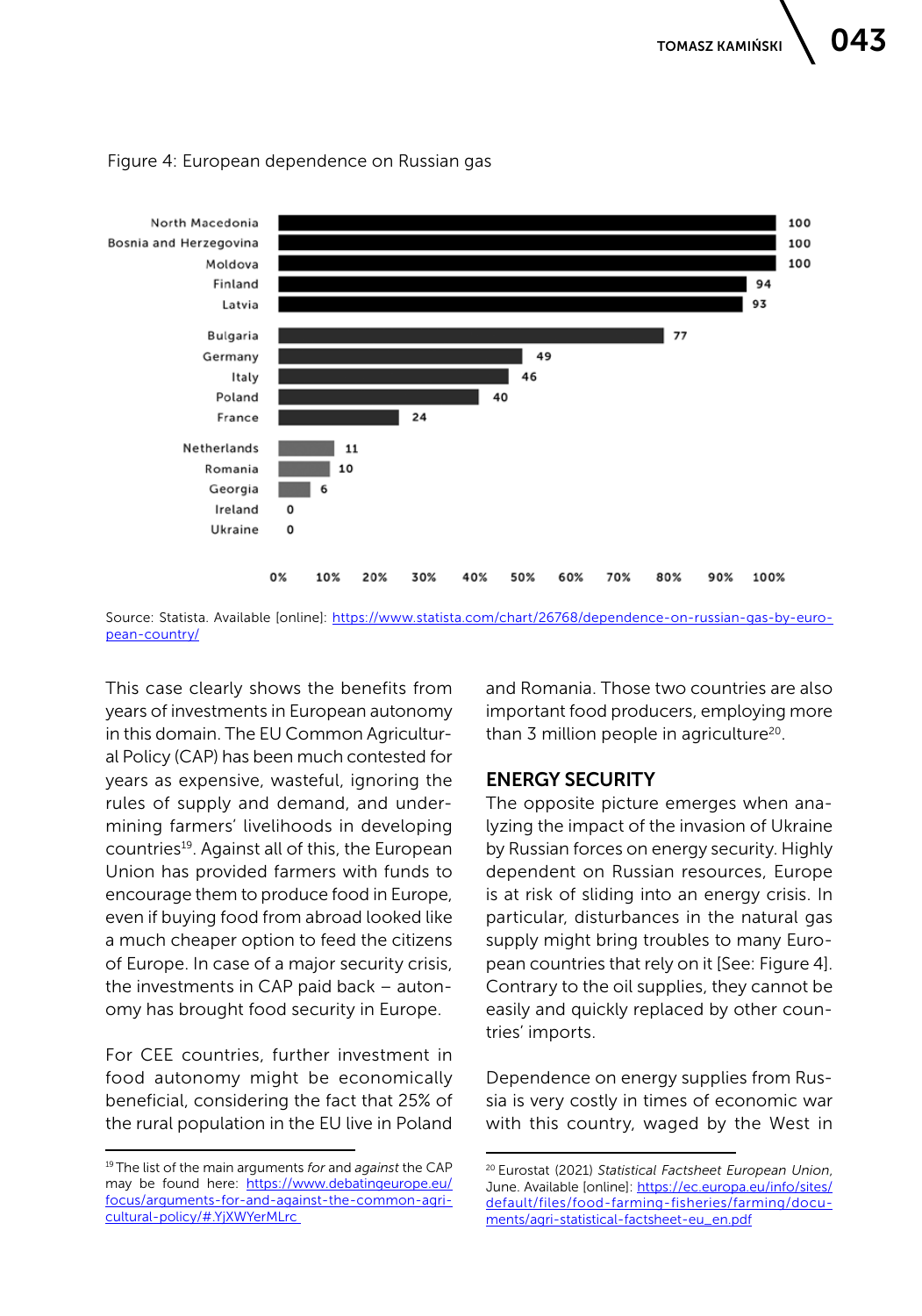Figure 4: European dependence on Russian gas

| Country | % |
|---|---|
| North Macedonia | 100 |
| Bosnia and Herzegovina | 100 |
| Moldova | 100 |
| Finland | 94 |
| Latvia | 93 |
| Bulgaria | 77 |
| Germany | 49 |
| Italy | 46 |
| Poland | 40 |
| France | 24 |
| Netherlands | 11 |
| Romania | 10 |
| Georgia | 6 |
| Ireland | 0 |
| Ukraine | 0 |

Source: Statista. Available [online]: https://www.statista.com/chart/26768/dependence-on-russian-gas-by-european-country/

This case clearly shows the benefits from years of investments in European autonomy in this domain. The EU Common Agricultural Policy (CAP) has been much contested for years as expensive, wasteful, ignoring the rules of supply and demand, and undermining farmers' livelihoods in developing countries[19]. Against all of this, the European Union has provided farmers with funds to encourage them to produce food in Europe, even if buying food from abroad looked like a much cheaper option to feed the citizens of Europe. In case of a major security crisis, the investments in CAP paid back – autonomy has brought food security in Europe.

For CEE countries, further investment in food autonomy might be economically beneficial, considering the fact that 25% of the rural population in the EU live in Poland and Romania. Those two countries are also important food producers, employing more than 3 million people in agriculture[20].

## ENERGY SECURITY

The opposite picture emerges when analyzing the impact of the invasion of Ukraine by Russian forces on energy security. Highly dependent on Russian resources, Europe is at risk of sliding into an energy crisis. In particular, disturbances in the natural gas supply might bring troubles to many European countries that rely on it [See: Figure 4]. Contrary to the oil supplies, they cannot be easily and quickly replaced by other countries' imports.

Dependence on energy supplies from Russia is very costly in times of economic war with this country, waged by the West in

[19] The list of the main arguments *for* and *against* the CAP may be found here: https://www.debatingeurope.eu/focus/arguments-for-and-against-the-common-agricultural-policy/#.YjXWYerMLrc

[20] Eurostat (2021) *Statistical Factsheet European Union*, June. Available [online]: https://ec.europa.eu/info/sites/default/files/food-farming-fisheries/farming/documents/agri-statistical-factsheet-eu_en.pdf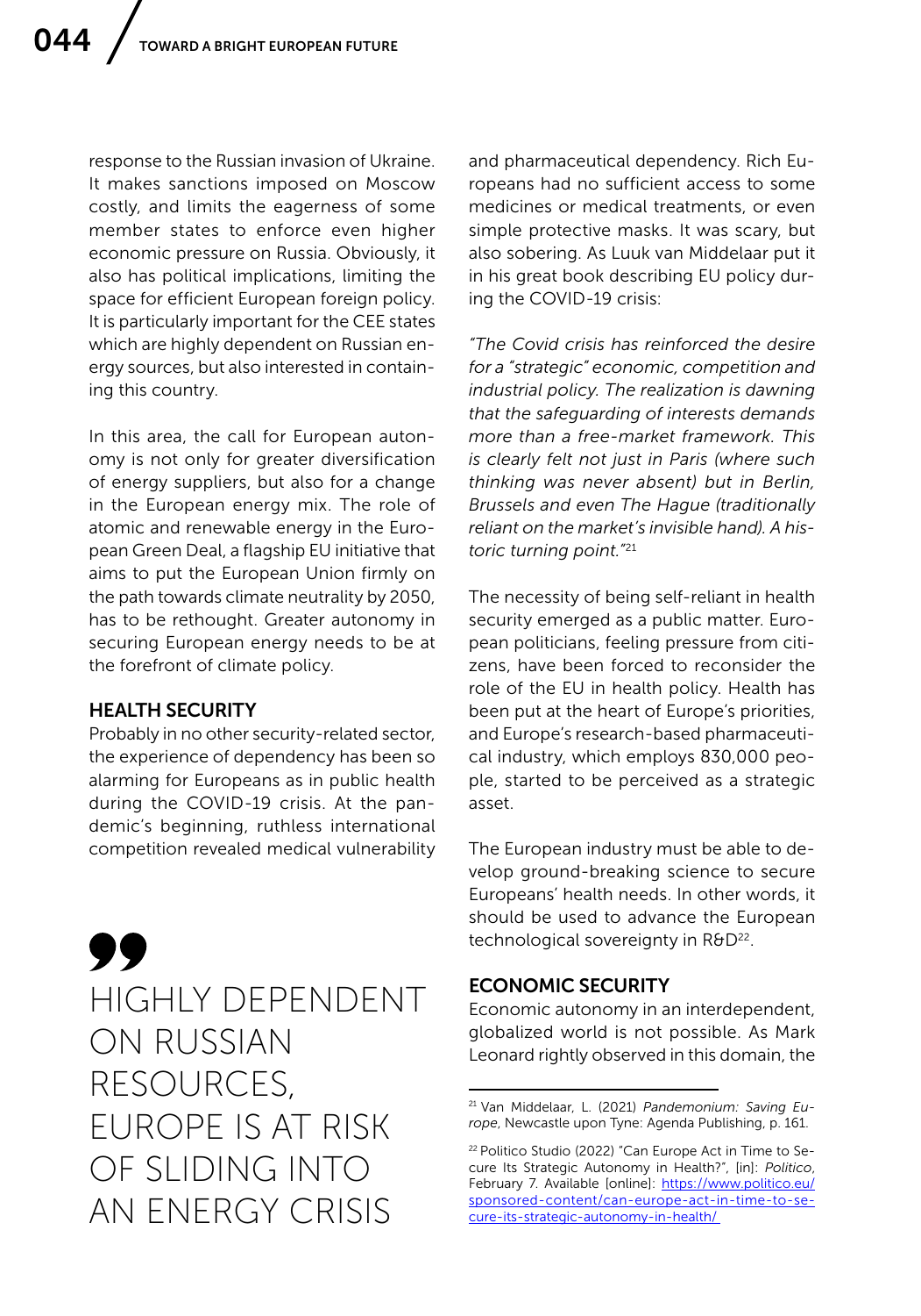response to the Russian invasion of Ukraine. It makes sanctions imposed on Moscow costly, and limits the eagerness of some member states to enforce even higher economic pressure on Russia. Obviously, it also has political implications, limiting the space for efficient European foreign policy. It is particularly important for the CEE states which are highly dependent on Russian energy sources, but also interested in containing this country.

In this area, the call for European autonomy is not only for greater diversification of energy suppliers, but also for a change in the European energy mix. The role of atomic and renewable energy in the European Green Deal, a flagship EU initiative that aims to put the European Union firmly on the path towards climate neutrality by 2050, has to be rethought. Greater autonomy in securing European energy needs to be at the forefront of climate policy.

## HEALTH SECURITY

Probably in no other security-related sector, the experience of dependency has been so alarming for Europeans as in public health during the COVID-19 crisis. At the pandemic's beginning, ruthless international competition revealed medical vulnerability and pharmaceutical dependency. Rich Europeans had no sufficient access to some medicines or medical treatments, or even simple protective masks. It was scary, but also sobering. As Luuk van Middelaar put it in his great book describing EU policy during the COVID-19 crisis:

> *"The Covid crisis has reinforced the desire for a "strategic" economic, competition and industrial policy. The realization is dawning that the safeguarding of interests demands more than a free-market framework. This is clearly felt not just in Paris (where such thinking was never absent) but in Berlin, Brussels and even The Hague (traditionally reliant on the market's invisible hand). A historic turning point."*[21]

> HIGHLY DEPENDENT ON RUSSIAN RESOURCES, EUROPE IS AT RISK OF SLIDING INTO AN ENERGY CRISIS

The necessity of being self-reliant in health security emerged as a public matter. European politicians, feeling pressure from citizens, have been forced to reconsider the role of the EU in health policy. Health has been put at the heart of Europe's priorities, and Europe's research-based pharmaceutical industry, which employs 830,000 people, started to be perceived as a strategic asset.

The European industry must be able to develop ground-breaking science to secure Europeans' health needs. In other words, it should be used to advance the European technological sovereignty in R&D[22].

## ECONOMIC SECURITY

Economic autonomy in an interdependent, globalized world is not possible. As Mark Leonard rightly observed in this domain, the

---

[21] Van Middelaar, L. (2021) *Pandemonium: Saving Europe*, Newcastle upon Tyne: Agenda Publishing, p. 161.

[22] Politico Studio (2022) "Can Europe Act in Time to Secure Its Strategic Autonomy in Health?", [in]: *Politico*, February 7. Available [online]: https://www.politico.eu/sponsored-content/can-europe-act-in-time-to-secure-its-strategic-autonomy-in-health/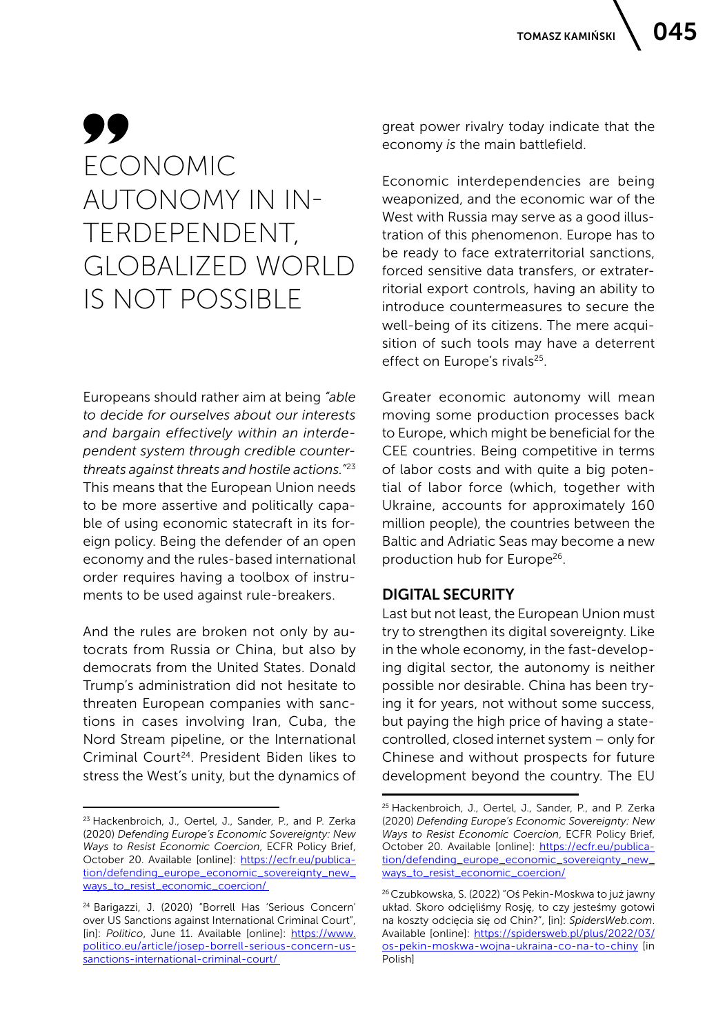> ECONOMIC AUTONOMY IN INTERDEPENDENT, GLOBALIZED WORLD IS NOT POSSIBLE

Europeans should rather aim at being *"able to decide for ourselves about our interests and bargain effectively within an interdependent system through credible counter-threats against threats and hostile actions."*[23] This means that the European Union needs to be more assertive and politically capable of using economic statecraft in its foreign policy. Being the defender of an open economy and the rules-based international order requires having a toolbox of instruments to be used against rule-breakers.

And the rules are broken not only by autocrats from Russia or China, but also by democrats from the United States. Donald Trump's administration did not hesitate to threaten European companies with sanctions in cases involving Iran, Cuba, the Nord Stream pipeline, or the International Criminal Court[24]. President Biden likes to stress the West's unity, but the dynamics of great power rivalry today indicate that the economy *is* the main battlefield.

Economic interdependencies are being weaponized, and the economic war of the West with Russia may serve as a good illustration of this phenomenon. Europe has to be ready to face extraterritorial sanctions, forced sensitive data transfers, or extraterritorial export controls, having an ability to introduce countermeasures to secure the well-being of its citizens. The mere acquisition of such tools may have a deterrent effect on Europe's rivals[25].

Greater economic autonomy will mean moving some production processes back to Europe, which might be beneficial for the CEE countries. Being competitive in terms of labor costs and with quite a big potential of labor force (which, together with Ukraine, accounts for approximately 160 million people), the countries between the Baltic and Adriatic Seas may become a new production hub for Europe[26].

## DIGITAL SECURITY

Last but not least, the European Union must try to strengthen its digital sovereignty. Like in the whole economy, in the fast-developing digital sector, the autonomy is neither possible nor desirable. China has been trying it for years, not without some success, but paying the high price of having a state-controlled, closed internet system – only for Chinese and without prospects for future development beyond the country. The EU

---

[23] Hackenbroich, J., Oertel, J., Sander, P., and P. Zerka (2020) *Defending Europe's Economic Sovereignty: New Ways to Resist Economic Coercion*, ECFR Policy Brief, October 20. Available [online]: https://ecfr.eu/publication/defending_europe_economic_sovereignty_new_ways_to_resist_economic_coercion/

[24] Barigazzi, J. (2020) "Borrell Has 'Serious Concern' over US Sanctions against International Criminal Court", [in]: *Politico*, June 11. Available [online]: https://www.politico.eu/article/josep-borrell-serious-concern-us-sanctions-international-criminal-court/

[25] Hackenbroich, J., Oertel, J., Sander, P., and P. Zerka (2020) *Defending Europe's Economic Sovereignty: New Ways to Resist Economic Coercion*, ECFR Policy Brief, October 20. Available [online]: https://ecfr.eu/publication/defending_europe_economic_sovereignty_new_ways_to_resist_economic_coercion/

[26] Czubkowska, S. (2022) "Oś Pekin-Moskwa to już jawny układ. Skoro odcięliśmy Rosję, to czy jesteśmy gotowi na koszty odcięcia się od Chin?", [in]: *SpidersWeb.com*. Available [online]: https://spidersweb.pl/plus/2022/03/os-pekin-moskwa-wojna-ukraina-co-na-to-chiny [in Polish]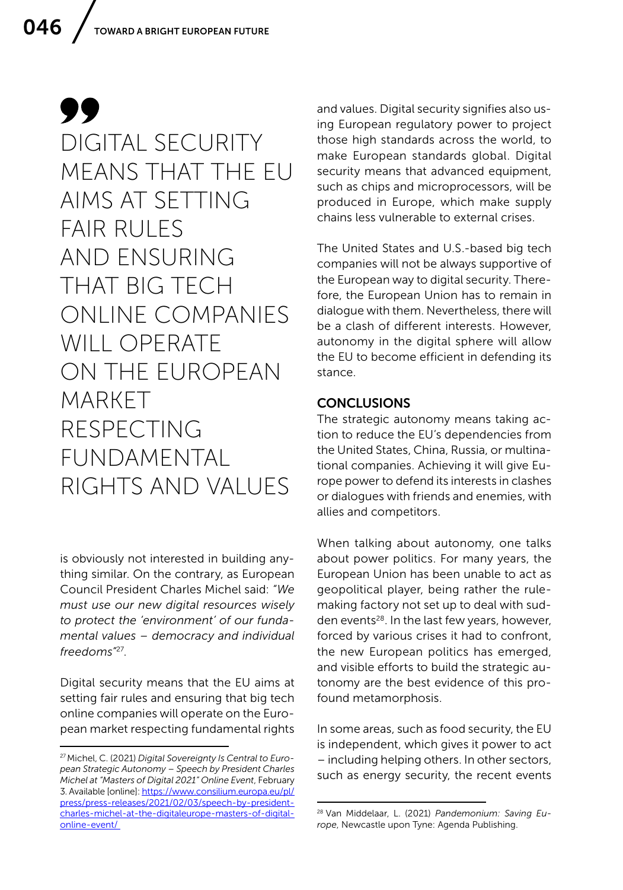> DIGITAL SECURITY MEANS THAT THE EU AIMS AT SETTING FAIR RULES AND ENSURING THAT BIG TECH ONLINE COMPANIES WILL OPERATE ON THE EUROPEAN MARKET RESPECTING FUNDAMENTAL RIGHTS AND VALUES

is obviously not interested in building anything similar. On the contrary, as European Council President Charles Michel said: *"We must use our new digital resources wisely to protect the 'environment' of our fundamental values – democracy and individual freedoms"*[27].

Digital security means that the EU aims at setting fair rules and ensuring that big tech online companies will operate on the European market respecting fundamental rights and values. Digital security signifies also using European regulatory power to project those high standards across the world, to make European standards global. Digital security means that advanced equipment, such as chips and microprocessors, will be produced in Europe, which make supply chains less vulnerable to external crises.

The United States and U.S.-based big tech companies will not be always supportive of the European way to digital security. Therefore, the European Union has to remain in dialogue with them. Nevertheless, there will be a clash of different interests. However, autonomy in the digital sphere will allow the EU to become efficient in defending its stance.

## CONCLUSIONS

The strategic autonomy means taking action to reduce the EU's dependencies from the United States, China, Russia, or multinational companies. Achieving it will give Europe power to defend its interests in clashes or dialogues with friends and enemies, with allies and competitors.

When talking about autonomy, one talks about power politics. For many years, the European Union has been unable to act as geopolitical player, being rather the rule-making factory not set up to deal with sudden events[28]. In the last few years, however, forced by various crises it had to confront, the new European politics has emerged, and visible efforts to build the strategic autonomy are the best evidence of this profound metamorphosis.

In some areas, such as food security, the EU is independent, which gives it power to act – including helping others. In other sectors, such as energy security, the recent events

---

[27] Michel, C. (2021) *Digital Sovereignty Is Central to European Strategic Autonomy – Speech by President Charles Michel at "Masters of Digital 2021" Online Event*, February 3. Available [online]: https://www.consilium.europa.eu/pl/press/press-releases/2021/02/03/speech-by-president-charles-michel-at-the-digitaleurope-masters-of-digital-online-event/

[28] Van Middelaar, L. (2021) *Pandemonium: Saving Europe*, Newcastle upon Tyne: Agenda Publishing.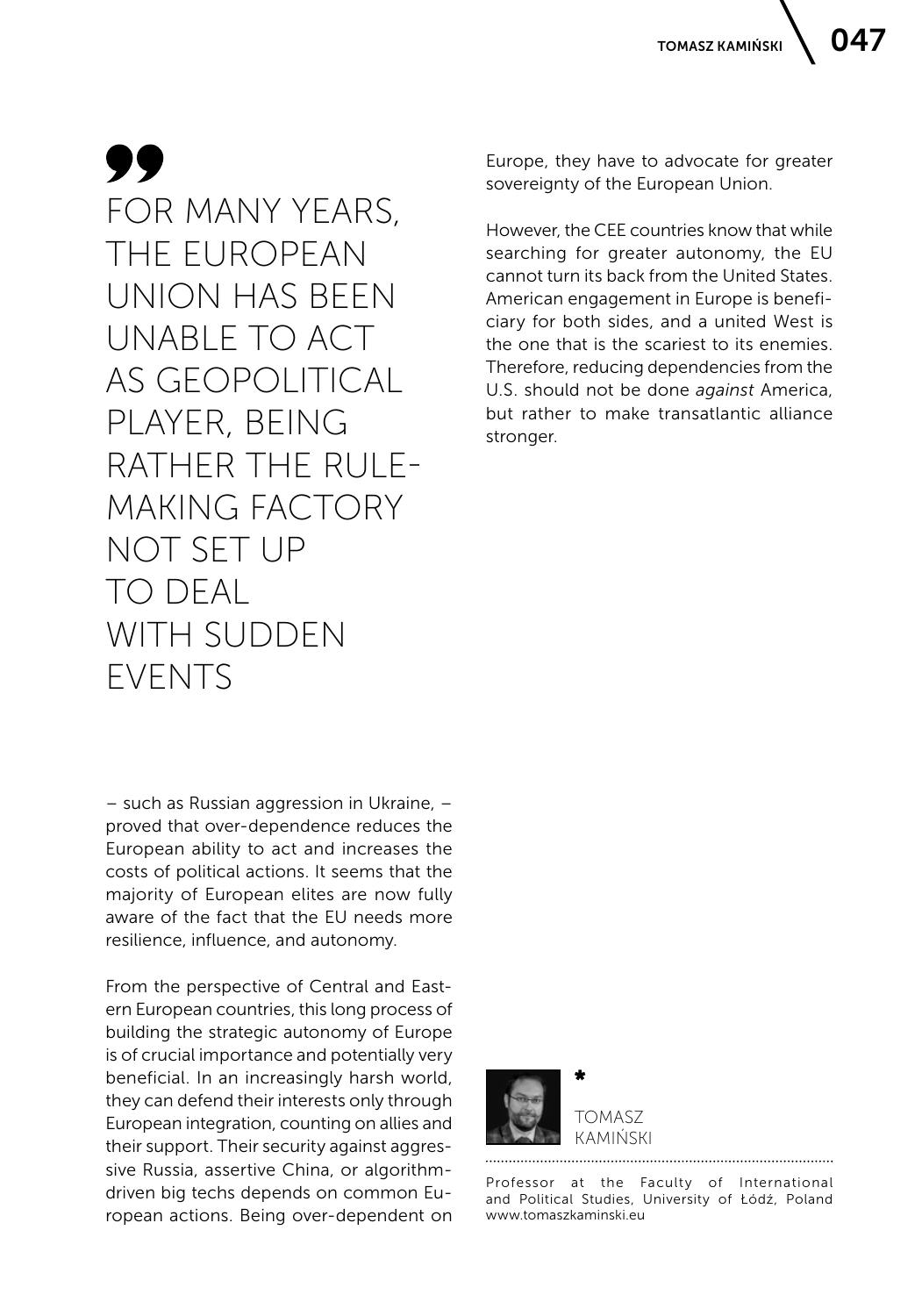> FOR MANY YEARS, THE EUROPEAN UNION HAS BEEN UNABLE TO ACT AS GEOPOLITICAL PLAYER, BEING RATHER THE RULE-MAKING FACTORY NOT SET UP TO DEAL WITH SUDDEN EVENTS

– such as Russian aggression in Ukraine, – proved that over-dependence reduces the European ability to act and increases the costs of political actions. It seems that the majority of European elites are now fully aware of the fact that the EU needs more resilience, influence, and autonomy.

From the perspective of Central and Eastern European countries, this long process of building the strategic autonomy of Europe is of crucial importance and potentially very beneficial. In an increasingly harsh world, they can defend their interests only through European integration, counting on allies and their support. Their security against aggressive Russia, assertive China, or algorithm-driven big techs depends on common European actions. Being over-dependent on Europe, they have to advocate for greater sovereignty of the European Union.

However, the CEE countries know that while searching for greater autonomy, the EU cannot turn its back from the United States. American engagement in Europe is beneficiary for both sides, and a united West is the one that is the scariest to its enemies. Therefore, reducing dependencies from the U.S. should not be done *against* America, but rather to make transatlantic alliance stronger.

*

TOMASZ KAMIŃSKI

Professor at the Faculty of International and Political Studies, University of Łódź, Poland
www.tomaszkaminski.eu